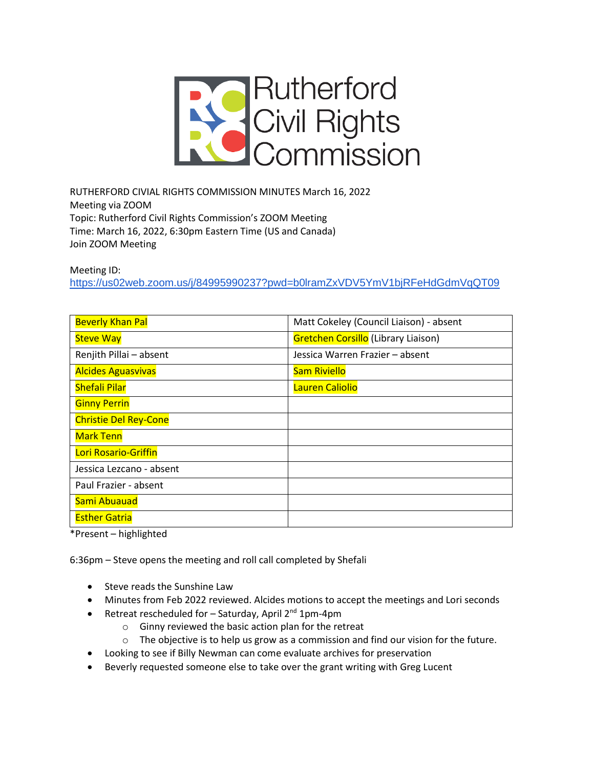Rutherford Civil Rights Commission

RUTHERFORD CIVIAL RIGHTS COMMISSION MINUTES March 16, 2022
Meeting via ZOOM
Topic: Rutherford Civil Rights Commission's ZOOM Meeting
Time: March 16, 2022, 6:30pm Eastern Time (US and Canada)
Join ZOOM Meeting

Meeting ID:
https://us02web.zoom.us/j/84995990237?pwd=b0lramZxVDV5YmV1bjRFeHdGdmVqQT09

| | |
|---|---|
| Beverly Khan Pal | Matt Cokeley (Council Liaison) - absent |
| Steve Way | Gretchen Corsillo (Library Liaison) |
| Renjith Pillai – absent | Jessica Warren Frazier – absent |
| Alcides Aguasvivas | Sam Riviello |
| Shefali Pilar | Lauren Caliolio |
| Ginny Perrin | |
| Christie Del Rey-Cone | |
| Mark Tenn | |
| Lori Rosario-Griffin | |
| Jessica Lezcano - absent | |
| Paul Frazier - absent | |
| Sami Abuauad | |
| Esther Gatria | |

*Present – highlighted

6:36pm – Steve opens the meeting and roll call completed by Shefali

- Steve reads the Sunshine Law
- Minutes from Feb 2022 reviewed. Alcides motions to accept the meetings and Lori seconds
- Retreat rescheduled for – Saturday, April 2nd 1pm-4pm
  - Ginny reviewed the basic action plan for the retreat
  - The objective is to help us grow as a commission and find our vision for the future.
- Looking to see if Billy Newman can come evaluate archives for preservation
- Beverly requested someone else to take over the grant writing with Greg Lucent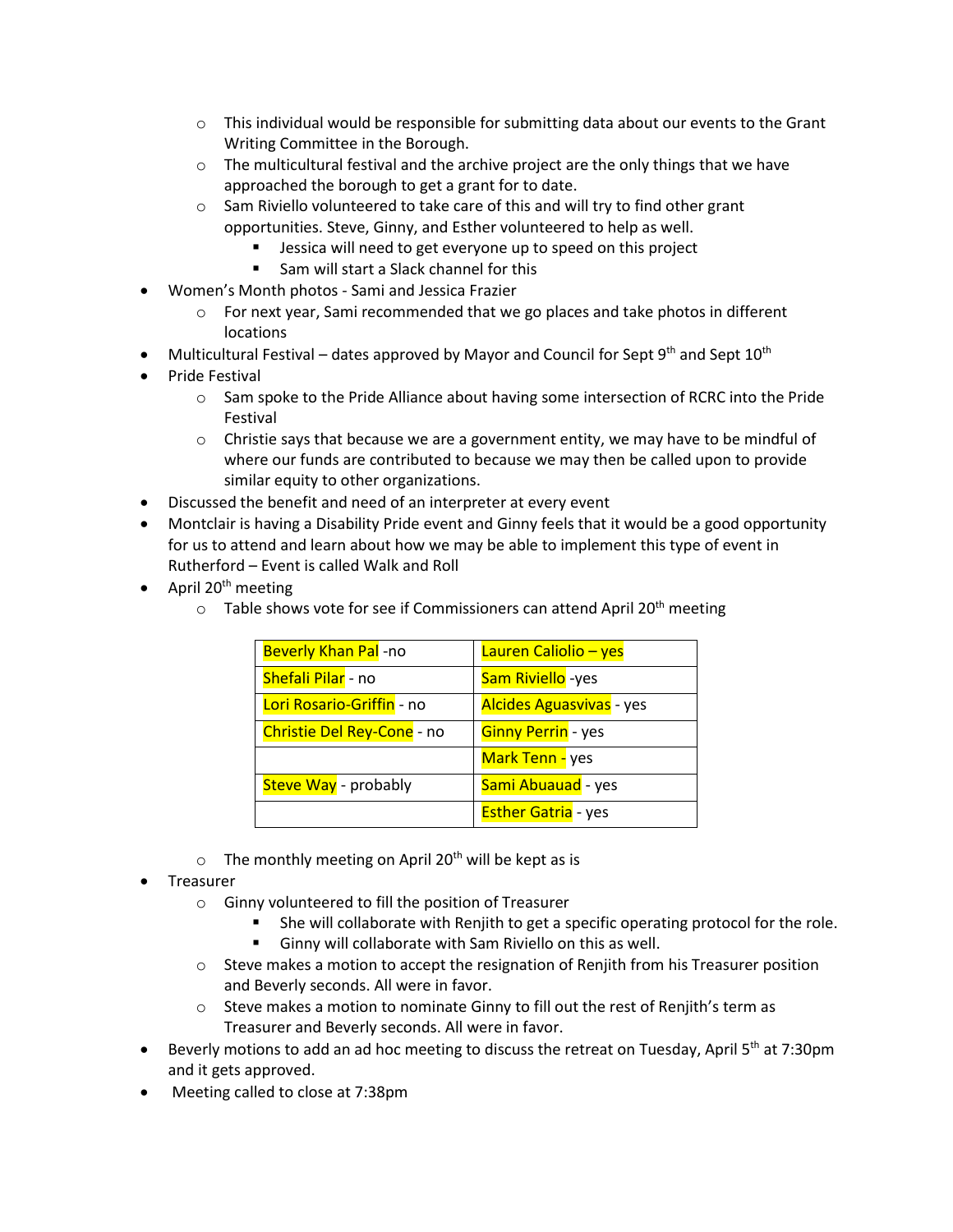- This individual would be responsible for submitting data about our events to the Grant Writing Committee in the Borough.
    - The multicultural festival and the archive project are the only things that we have approached the borough to get a grant for to date.
    - Sam Riviello volunteered to take care of this and will try to find other grant opportunities. Steve, Ginny, and Esther volunteered to help as well.
        - Jessica will need to get everyone up to speed on this project
        - Sam will start a Slack channel for this
- Women's Month photos - Sami and Jessica Frazier
    - For next year, Sami recommended that we go places and take photos in different locations
- Multicultural Festival – dates approved by Mayor and Council for Sept 9th and Sept 10th
- Pride Festival
    - Sam spoke to the Pride Alliance about having some intersection of RCRC into the Pride Festival
    - Christie says that because we are a government entity, we may have to be mindful of where our funds are contributed to because we may then be called upon to provide similar equity to other organizations.
- Discussed the benefit and need of an interpreter at every event
- Montclair is having a Disability Pride event and Ginny feels that it would be a good opportunity for us to attend and learn about how we may be able to implement this type of event in Rutherford – Event is called Walk and Roll
- April 20th meeting
    - Table shows vote for see if Commissioners can attend April 20th meeting

| | |
|---|---|
| Beverly Khan Pal -no | Lauren Caliolio – yes |
| Shefali Pilar - no | Sam Riviello -yes |
| Lori Rosario-Griffin - no | Alcides Aguasvivas - yes |
| Christie Del Rey-Cone - no | Ginny Perrin - yes |
| | Mark Tenn - yes |
| Steve Way - probably | Sami Abuauad - yes |
| | Esther Gatria - yes |

    - The monthly meeting on April 20th will be kept as is
- Treasurer
    - Ginny volunteered to fill the position of Treasurer
        - She will collaborate with Renjith to get a specific operating protocol for the role.
        - Ginny will collaborate with Sam Riviello on this as well.
    - Steve makes a motion to accept the resignation of Renjith from his Treasurer position and Beverly seconds. All were in favor.
    - Steve makes a motion to nominate Ginny to fill out the rest of Renjith's term as Treasurer and Beverly seconds. All were in favor.
- Beverly motions to add an ad hoc meeting to discuss the retreat on Tuesday, April 5th at 7:30pm and it gets approved.
- Meeting called to close at 7:38pm